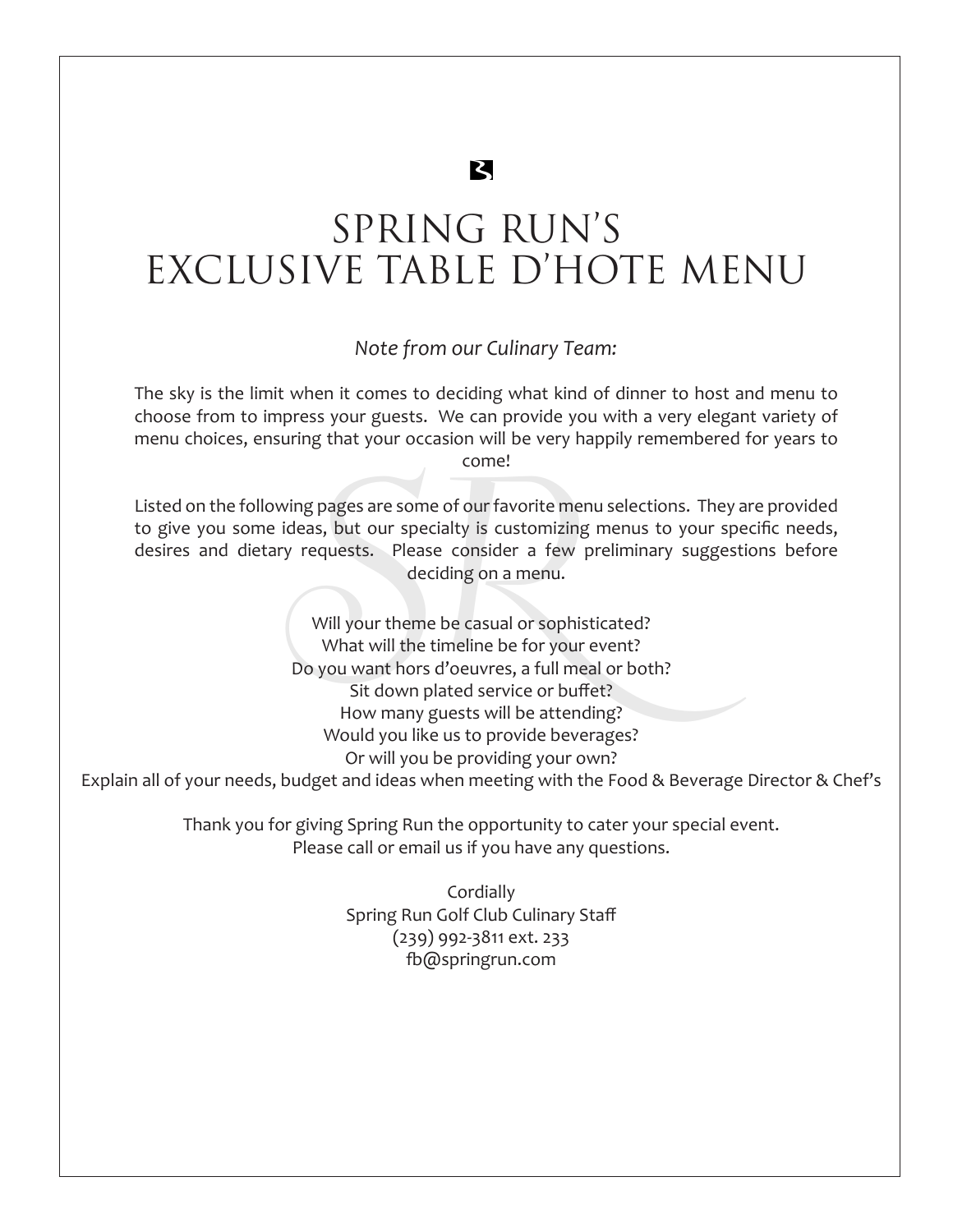# SPRING RUN'S EXCLUSIVE TABLE D'HOTE MENU

*Note from our Culinary Team:*

The sky is the limit when it comes to deciding what kind of dinner to host and menu to choose from to impress your guests. We can provide you with a very elegant variety of menu choices, ensuring that your occasion will be very happily remembered for years to come!

Listed on the following pages are some of our favorite menu selections. They are provided to give you some ideas, but our specialty is customizing menus to your specific needs, desires and dietary requests. Please consider a few preliminary suggestions before deciding on a menu.

Will your theme be casual or sophisticated?
What will the timeline be for your event?
Do you want hors d'oeuvres, a full meal or both?
Sit down plated service or buffet?
How many guests will be attending?
Would you like us to provide beverages?
Or will you be providing your own?
Explain all of your needs, budget and ideas when meeting with the Food & Beverage Director & Chef's

Thank you for giving Spring Run the opportunity to cater your special event.
Please call or email us if you have any questions.

Cordially
Spring Run Golf Club Culinary Staff
(239) 992-3811 ext. 233
fb@springrun.com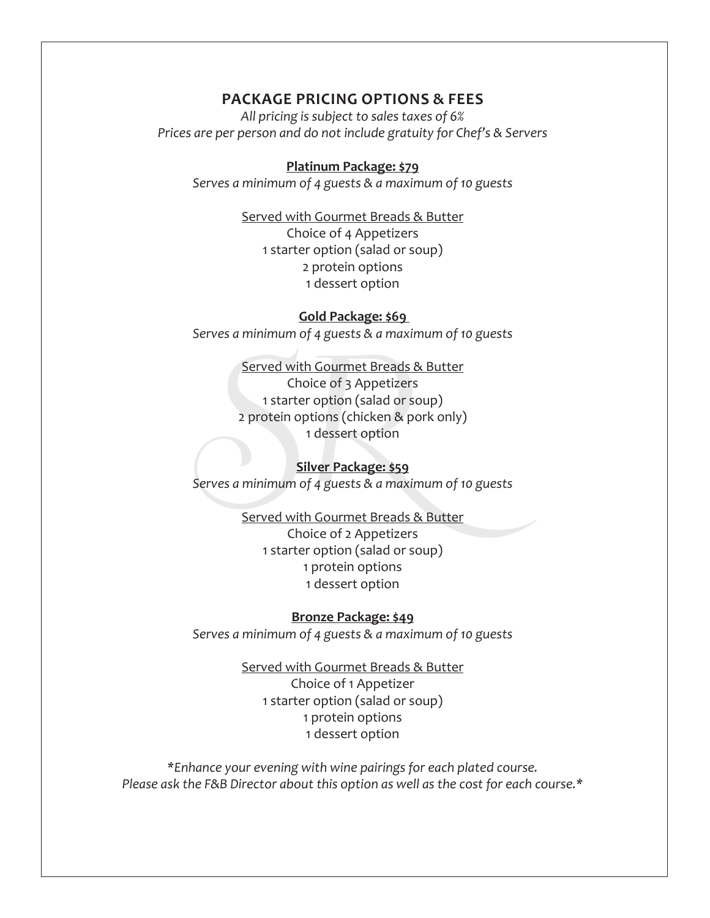## PACKAGE PRICING OPTIONS & FEES

*All pricing is subject to sales taxes of 6%*
*Prices are per person and do not include gratuity for Chef's & Servers*

**Platinum Package: $79**

*Serves a minimum of 4 guests & a maximum of 10 guests*

Served with Gourmet Breads & Butter
Choice of 4 Appetizers
1 starter option (salad or soup)
2 protein options
1 dessert option

**Gold Package: $69**

*Serves a minimum of 4 guests & a maximum of 10 guests*

Served with Gourmet Breads & Butter
Choice of 3 Appetizers
1 starter option (salad or soup)
2 protein options (chicken & pork only)
1 dessert option

**Silver Package: $59**

*Serves a minimum of 4 guests & a maximum of 10 guests*

Served with Gourmet Breads & Butter
Choice of 2 Appetizers
1 starter option (salad or soup)
1 protein options
1 dessert option

**Bronze Package: $49**

*Serves a minimum of 4 guests & a maximum of 10 guests*

Served with Gourmet Breads & Butter
Choice of 1 Appetizer
1 starter option (salad or soup)
1 protein options
1 dessert option

*\*Enhance your evening with wine pairings for each plated course.*
*Please ask the F&B Director about this option as well as the cost for each course.\**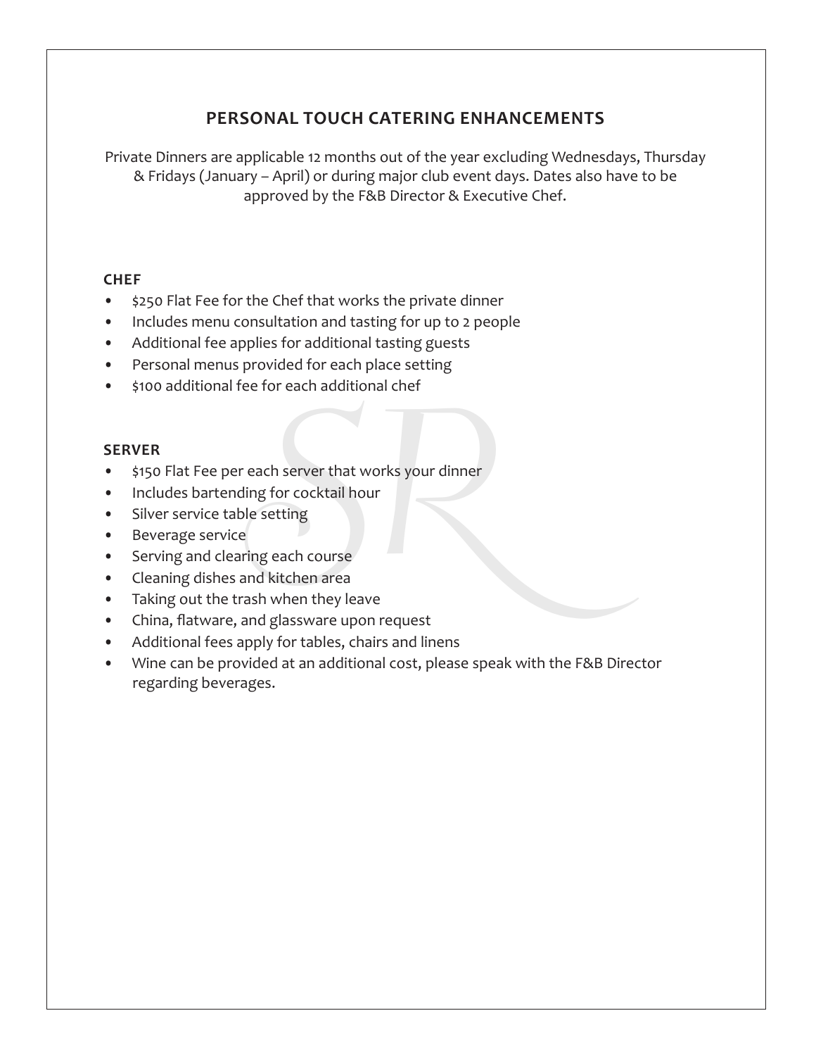## PERSONAL TOUCH CATERING ENHANCEMENTS

Private Dinners are applicable 12 months out of the year excluding Wednesdays, Thursday & Fridays (January – April) or during major club event days. Dates also have to be approved by the F&B Director & Executive Chef.

### CHEF

- $250 Flat Fee for the Chef that works the private dinner
- Includes menu consultation and tasting for up to 2 people
- Additional fee applies for additional tasting guests
- Personal menus provided for each place setting
- $100 additional fee for each additional chef

### SERVER

- $150 Flat Fee per each server that works your dinner
- Includes bartending for cocktail hour
- Silver service table setting
- Beverage service
- Serving and clearing each course
- Cleaning dishes and kitchen area
- Taking out the trash when they leave
- China, flatware, and glassware upon request
- Additional fees apply for tables, chairs and linens
- Wine can be provided at an additional cost, please speak with the F&B Director regarding beverages.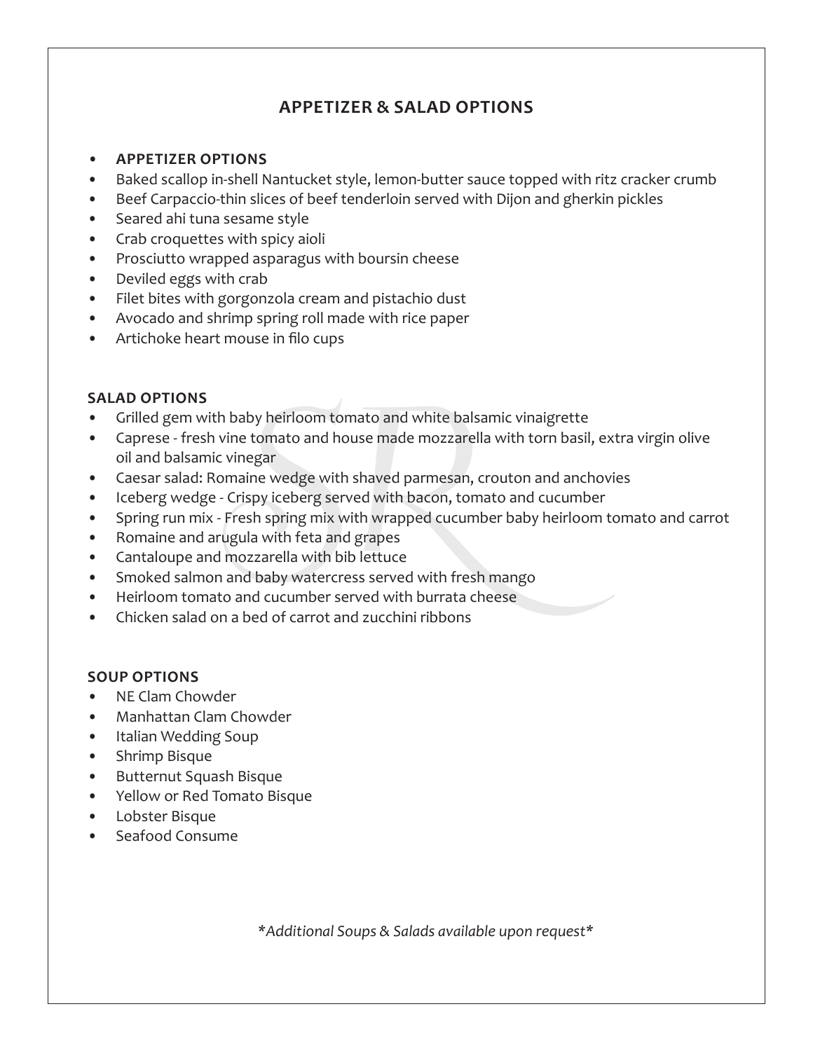## APPETIZER & SALAD OPTIONS

- **APPETIZER OPTIONS**
- Baked scallop in-shell Nantucket style, lemon-butter sauce topped with ritz cracker crumb
- Beef Carpaccio-thin slices of beef tenderloin served with Dijon and gherkin pickles
- Seared ahi tuna sesame style
- Crab croquettes with spicy aioli
- Prosciutto wrapped asparagus with boursin cheese
- Deviled eggs with crab
- Filet bites with gorgonzola cream and pistachio dust
- Avocado and shrimp spring roll made with rice paper
- Artichoke heart mouse in filo cups

### SALAD OPTIONS

- Grilled gem with baby heirloom tomato and white balsamic vinaigrette
- Caprese - fresh vine tomato and house made mozzarella with torn basil, extra virgin olive oil and balsamic vinegar
- Caesar salad: Romaine wedge with shaved parmesan, crouton and anchovies
- Iceberg wedge - Crispy iceberg served with bacon, tomato and cucumber
- Spring run mix - Fresh spring mix with wrapped cucumber baby heirloom tomato and carrot
- Romaine and arugula with feta and grapes
- Cantaloupe and mozzarella with bib lettuce
- Smoked salmon and baby watercress served with fresh mango
- Heirloom tomato and cucumber served with burrata cheese
- Chicken salad on a bed of carrot and zucchini ribbons

### SOUP OPTIONS

- NE Clam Chowder
- Manhattan Clam Chowder
- Italian Wedding Soup
- Shrimp Bisque
- Butternut Squash Bisque
- Yellow or Red Tomato Bisque
- Lobster Bisque
- Seafood Consume

*\*Additional Soups & Salads available upon request\**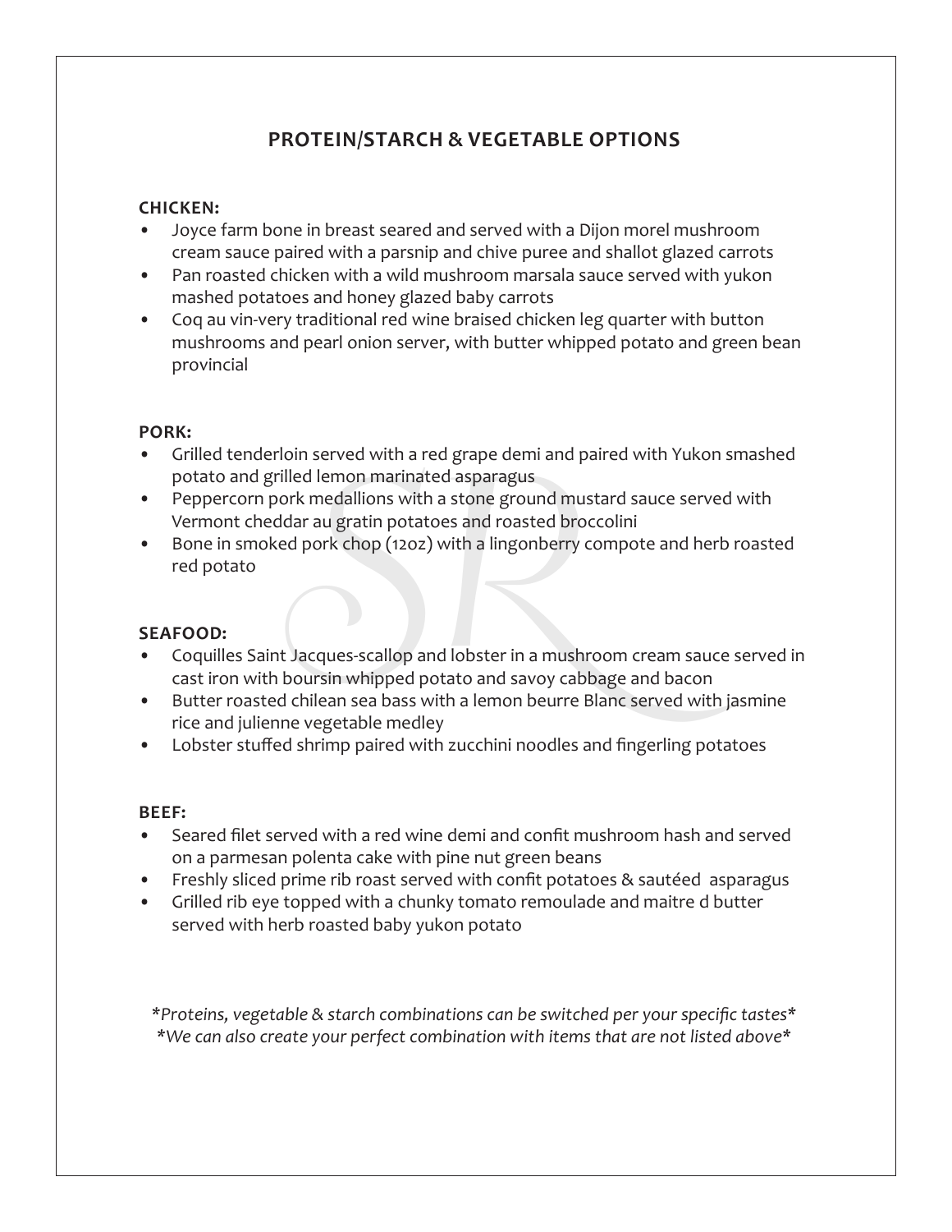## PROTEIN/STARCH & VEGETABLE OPTIONS

**CHICKEN:**

- Joyce farm bone in breast seared and served with a Dijon morel mushroom cream sauce paired with a parsnip and chive puree and shallot glazed carrots
- Pan roasted chicken with a wild mushroom marsala sauce served with yukon mashed potatoes and honey glazed baby carrots
- Coq au vin-very traditional red wine braised chicken leg quarter with button mushrooms and pearl onion server, with butter whipped potato and green bean provincial

**PORK:**

- Grilled tenderloin served with a red grape demi and paired with Yukon smashed potato and grilled lemon marinated asparagus
- Peppercorn pork medallions with a stone ground mustard sauce served with Vermont cheddar au gratin potatoes and roasted broccolini
- Bone in smoked pork chop (12oz) with a lingonberry compote and herb roasted red potato

**SEAFOOD:**

- Coquilles Saint Jacques-scallop and lobster in a mushroom cream sauce served in cast iron with boursin whipped potato and savoy cabbage and bacon
- Butter roasted chilean sea bass with a lemon beurre Blanc served with jasmine rice and julienne vegetable medley
- Lobster stuffed shrimp paired with zucchini noodles and fingerling potatoes

**BEEF:**

- Seared filet served with a red wine demi and confit mushroom hash and served on a parmesan polenta cake with pine nut green beans
- Freshly sliced prime rib roast served with confit potatoes & sautéed asparagus
- Grilled rib eye topped with a chunky tomato remoulade and maitre d butter served with herb roasted baby yukon potato

*\*Proteins, vegetable & starch combinations can be switched per your specific tastes\**
*\*We can also create your perfect combination with items that are not listed above\**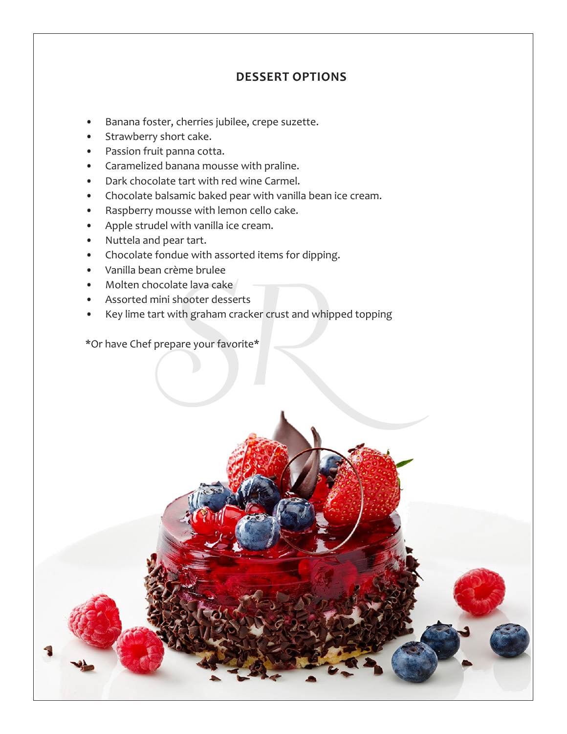## DESSERT OPTIONS

- Banana foster, cherries jubilee, crepe suzette.
- Strawberry short cake.
- Passion fruit panna cotta.
- Caramelized banana mousse with praline.
- Dark chocolate tart with red wine Carmel.
- Chocolate balsamic baked pear with vanilla bean ice cream.
- Raspberry mousse with lemon cello cake.
- Apple strudel with vanilla ice cream.
- Nuttela and pear tart.
- Chocolate fondue with assorted items for dipping.
- Vanilla bean crème brulee
- Molten chocolate lava cake
- Assorted mini shooter desserts
- Key lime tart with graham cracker crust and whipped topping

*Or have Chef prepare your favorite*